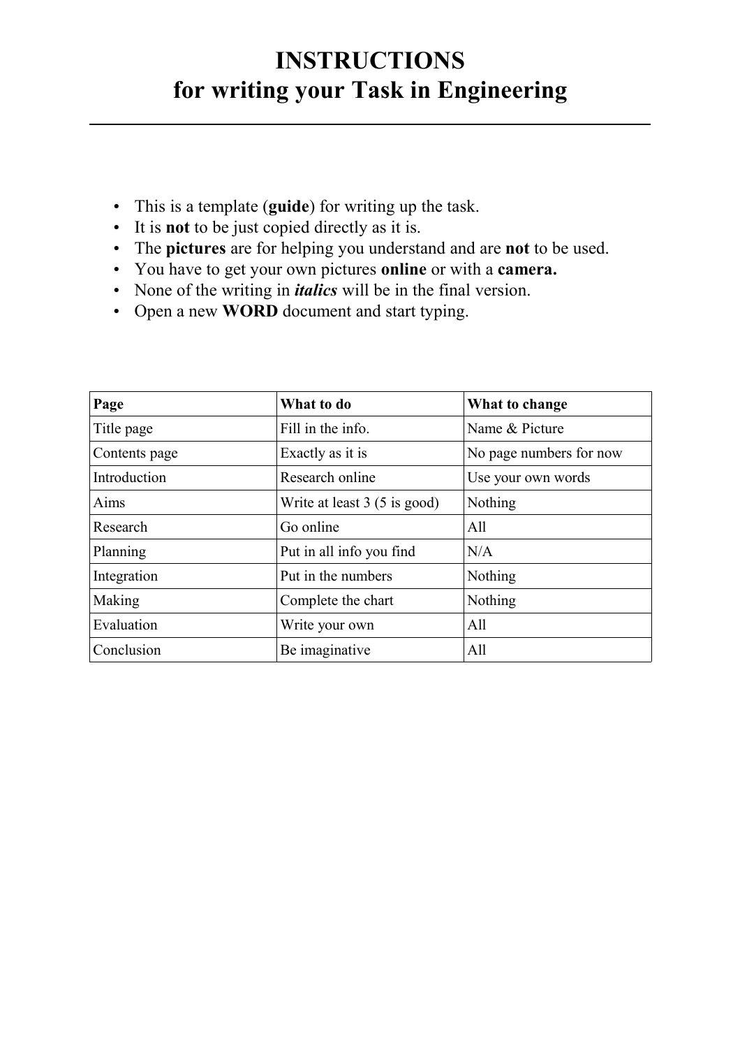# INSTRUCTIONS
# for writing your Task in Engineering

---

- This is a template (**guide**) for writing up the task.
- It is **not** to be just copied directly as it is.
- The **pictures** are for helping you understand and are **not** to be used.
- You have to get your own pictures **online** or with a **camera.**
- None of the writing in ***italics*** will be in the final version.
- Open a new **WORD** document and start typing.

| **Page** | **What to do** | **What to change** |
|---|---|---|
| Title page | Fill in the info. | Name & Picture |
| Contents page | Exactly as it is | No page numbers for now |
| Introduction | Research online | Use your own words |
| Aims | Write at least 3 (5 is good) | Nothing |
| Research | Go online | All |
| Planning | Put in all info you find | N/A |
| Integration | Put in the numbers | Nothing |
| Making | Complete the chart | Nothing |
| Evaluation | Write your own | All |
| Conclusion | Be imaginative | All |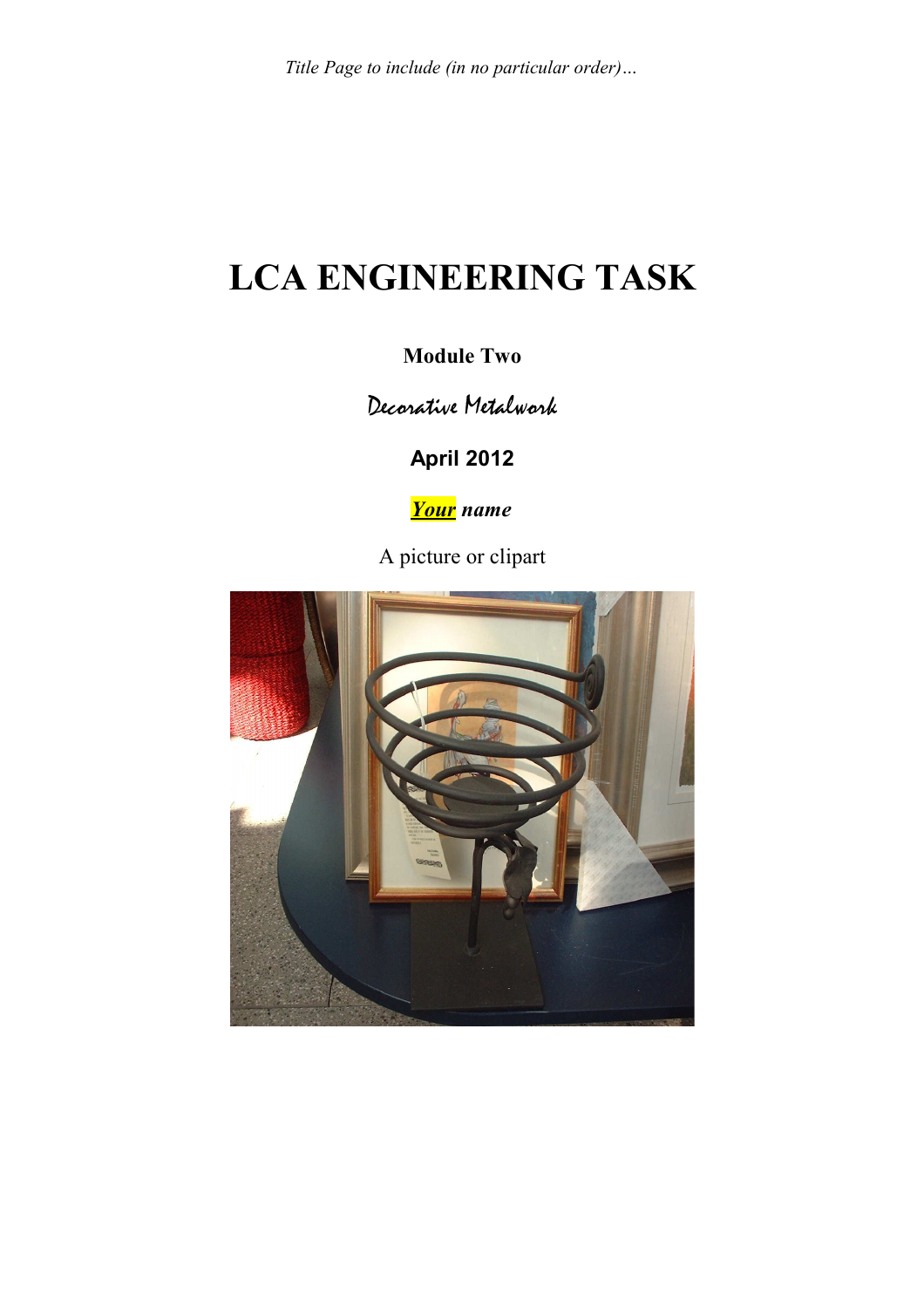*Title Page to include (in no particular order)…*

# LCA ENGINEERING TASK

**Module Two**

Decorative Metalwork

**April 2012**

***Your* name**

A picture or clipart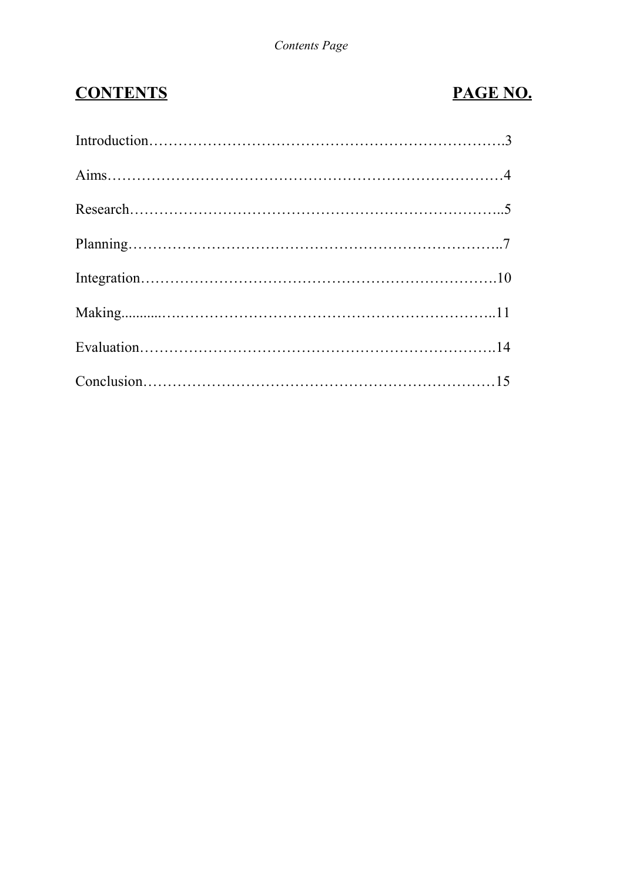| **CONTENTS** | **PAGE NO.** |
| --- | --- |
| Introduction | 3 |
| Aims | 4 |
| Research | 5 |
| Planning | 7 |
| Integration | 10 |
| Making | 11 |
| Evaluation | 14 |
| Conclusion | 15 |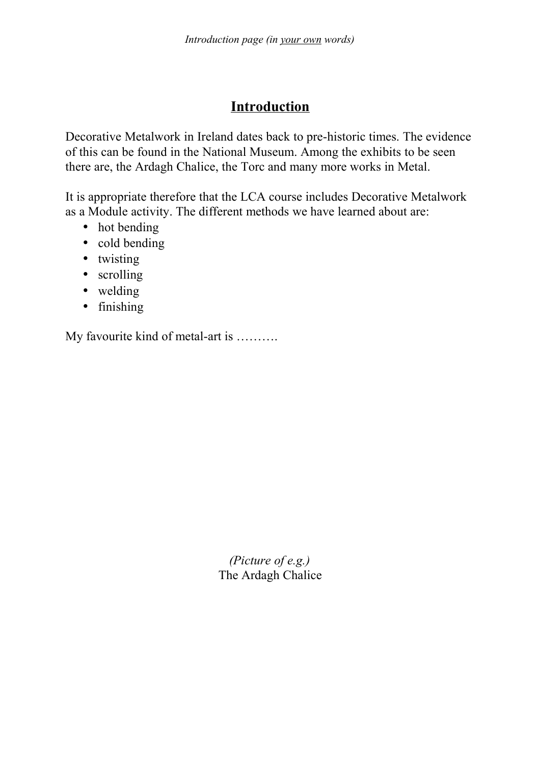*Introduction page (in <u>your own</u> words)*

## **<u>Introduction</u>**

Decorative Metalwork in Ireland dates back to pre-historic times. The evidence of this can be found in the National Museum. Among the exhibits to be seen there are, the Ardagh Chalice, the Torc and many more works in Metal.

It is appropriate therefore that the LCA course includes Decorative Metalwork as a Module activity. The different methods we have learned about are:

- hot bending
- cold bending
- twisting
- scrolling
- welding
- finishing

My favourite kind of metal-art is ……….

*(Picture of e.g.)*
The Ardagh Chalice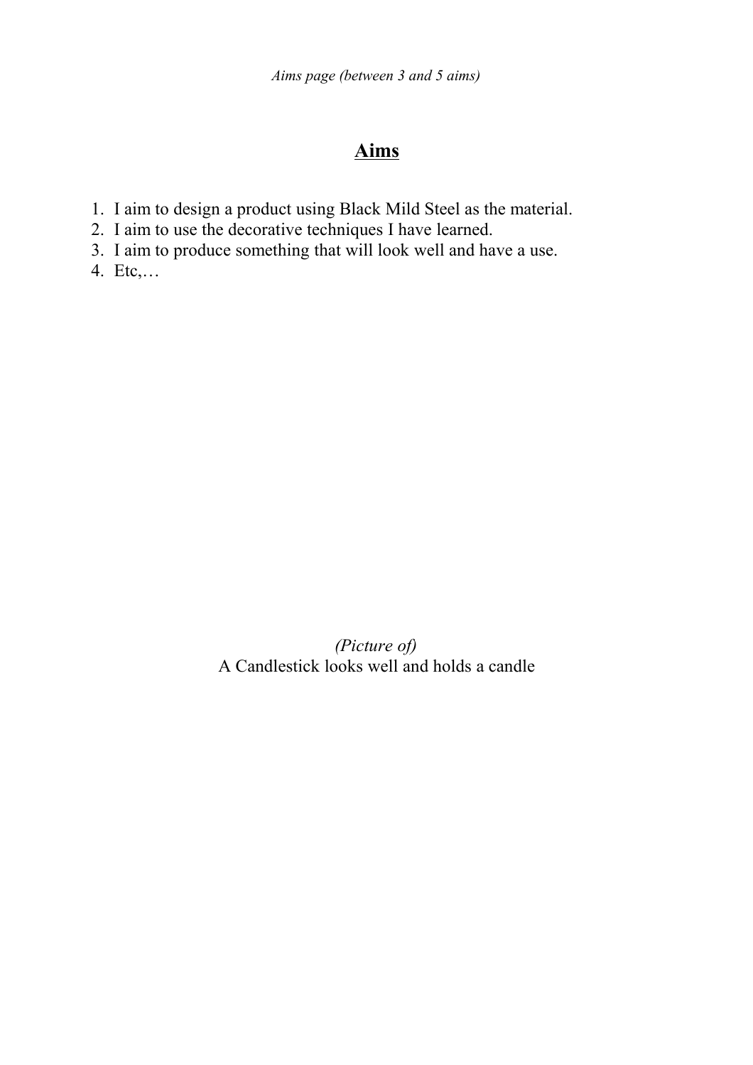*Aims page (between 3 and 5 aims)*

## **Aims**

1. I aim to design a product using Black Mild Steel as the material.
2. I aim to use the decorative techniques I have learned.
3. I aim to produce something that will look well and have a use.
4. Etc,…

*(Picture of)*
A Candlestick looks well and holds a candle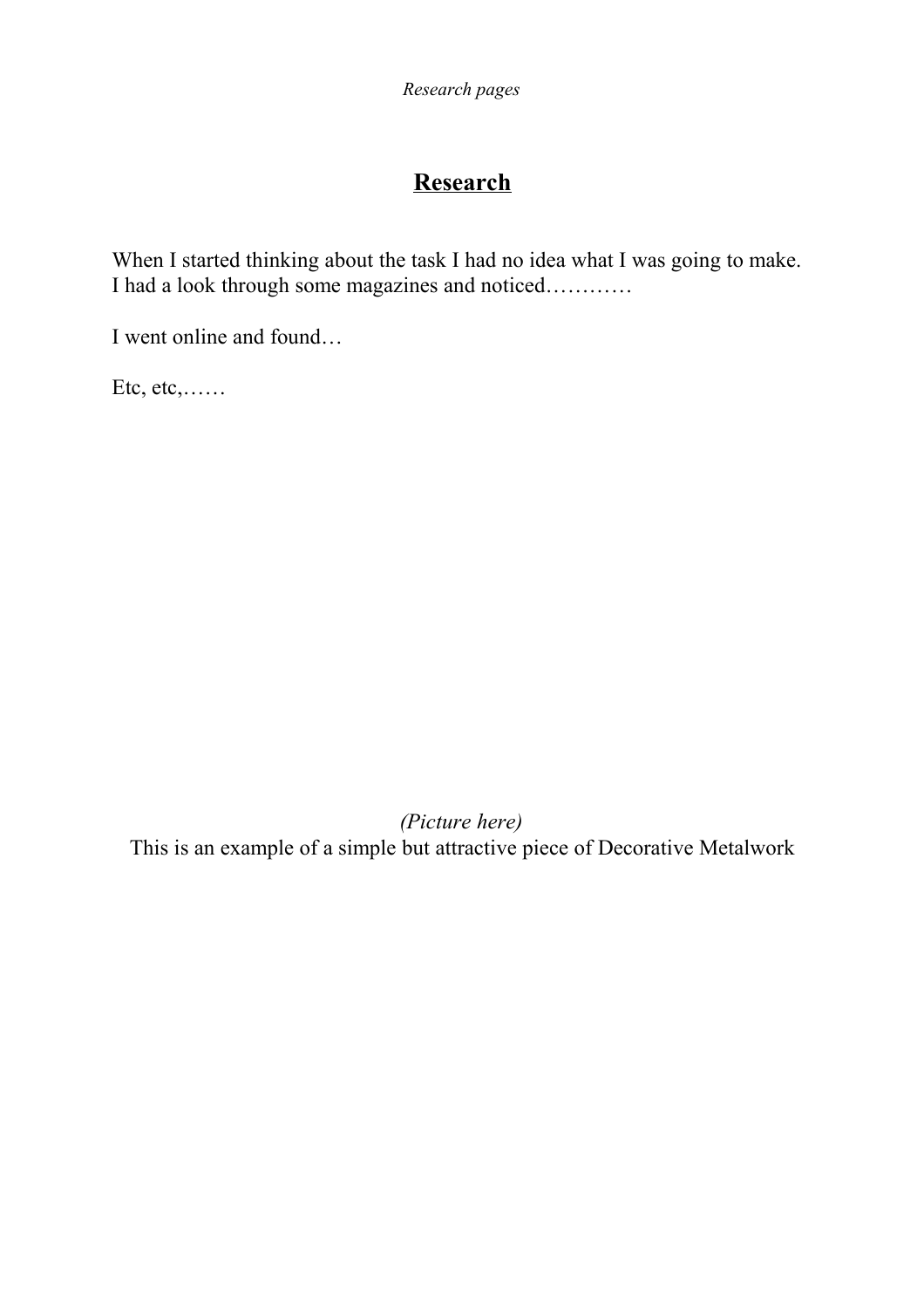*Research pages*

# Research

When I started thinking about the task I had no idea what I was going to make. I had a look through some magazines and noticed…………

I went online and found…

Etc, etc,……

*(Picture here)*

This is an example of a simple but attractive piece of Decorative Metalwork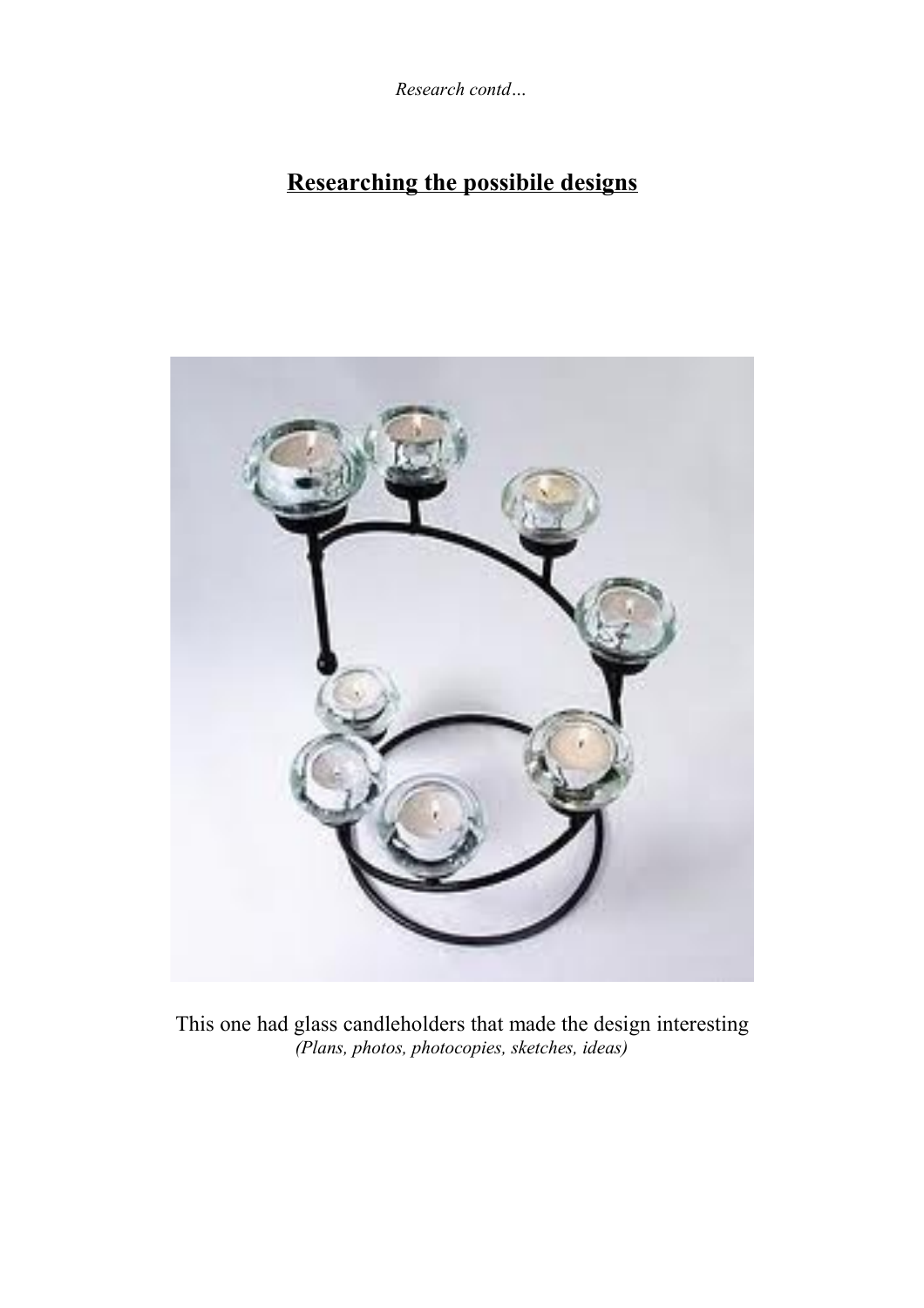*Research contd…*

# Researching the possibile designs

This one had glass candleholders that made the design interesting

*(Plans, photos, photocopies, sketches, ideas)*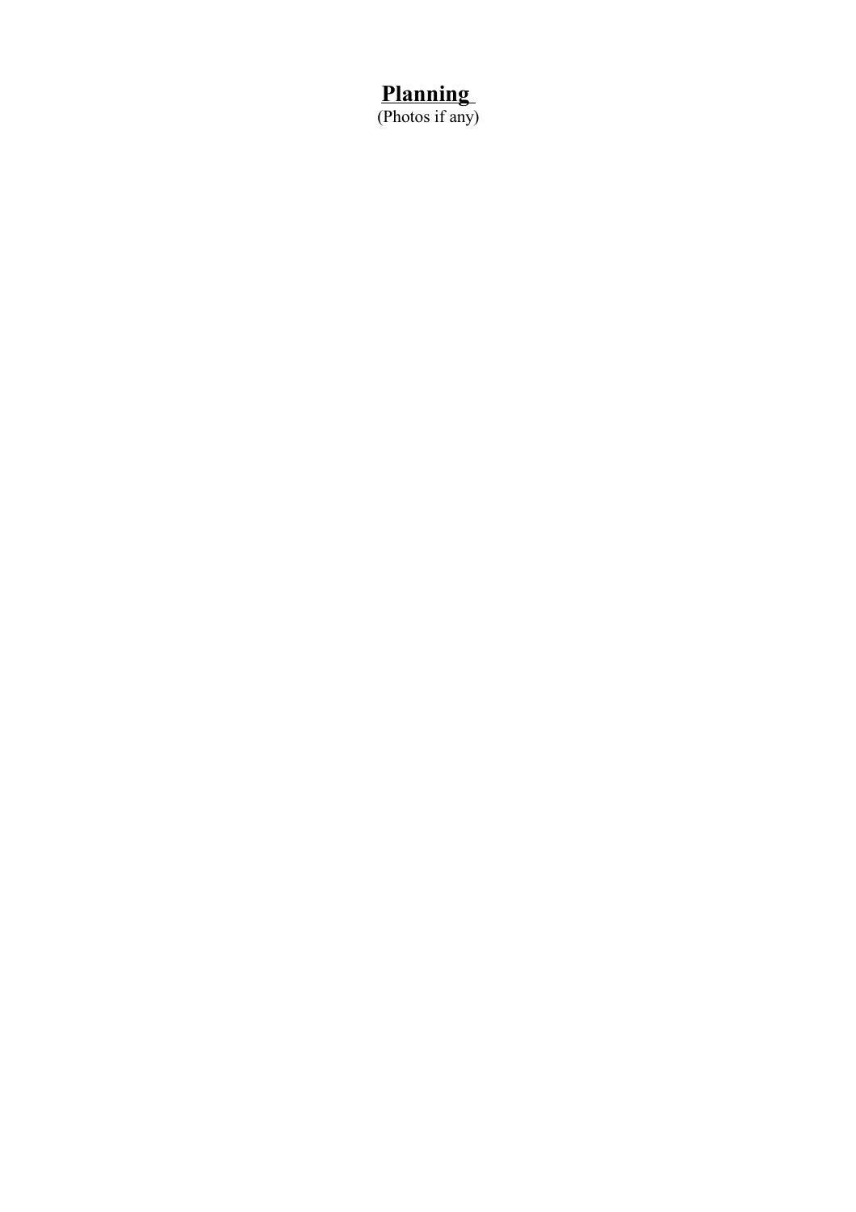# **Planning**

(Photos if any)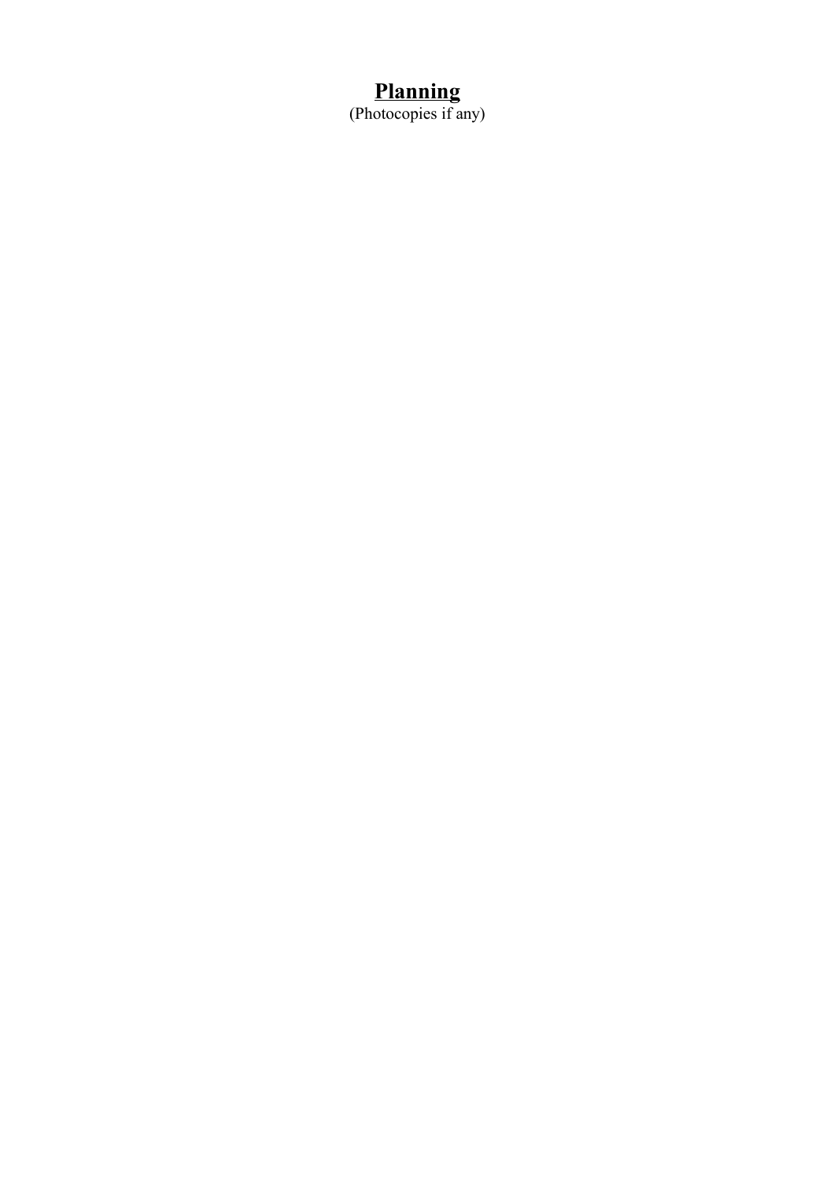# **Planning**

(Photocopies if any)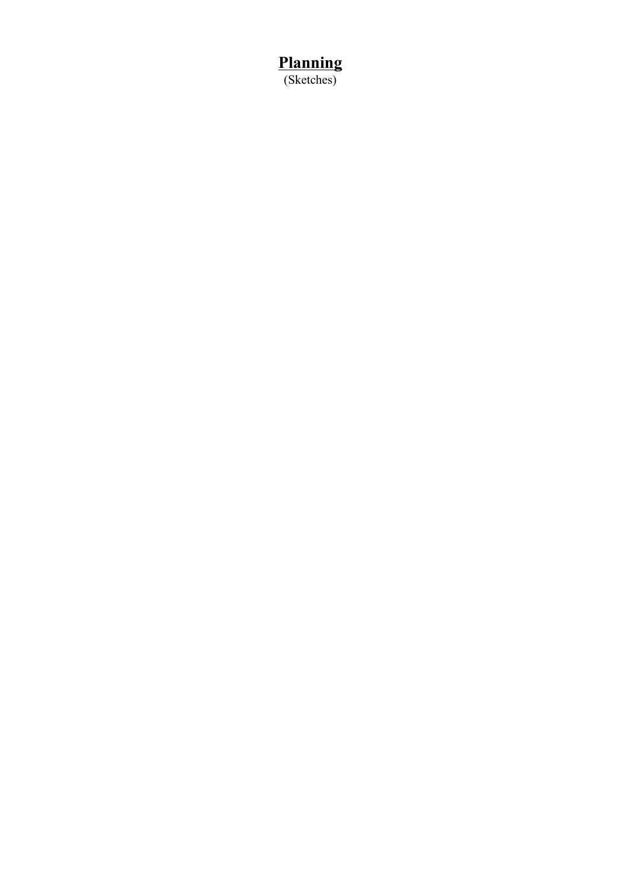# **Planning**

(Sketches)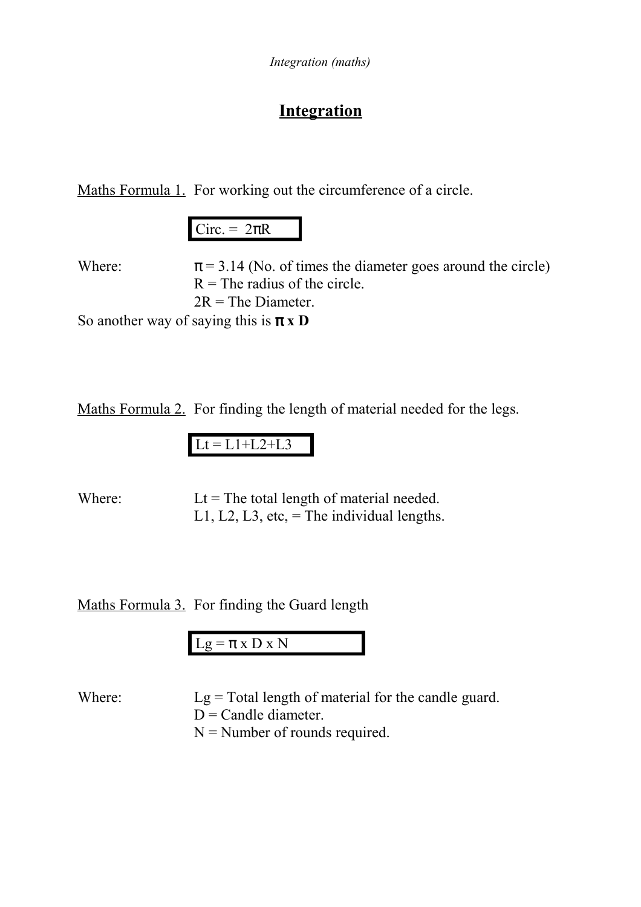# Integration

<u>Maths Formula 1.</u> For working out the circumference of a circle.

$$\text{Circ.} = 2\pi R$$

Where: $\pi = 3.14$ (No. of times the diameter goes around the circle)
$R$ = The radius of the circle.
$2R$ = The Diameter.

So another way of saying this is **$\pi$ x D**

<u>Maths Formula 2.</u> For finding the length of material needed for the legs.

$$Lt = L1+L2+L3$$

Where: $Lt$ = The total length of material needed.
$L1, L2, L3$, etc, = The individual lengths.

<u>Maths Formula 3.</u> For finding the Guard length

$$Lg = \pi \times D \times N$$

Where: $Lg$ = Total length of material for the candle guard.
$D$ = Candle diameter.
$N$ = Number of rounds required.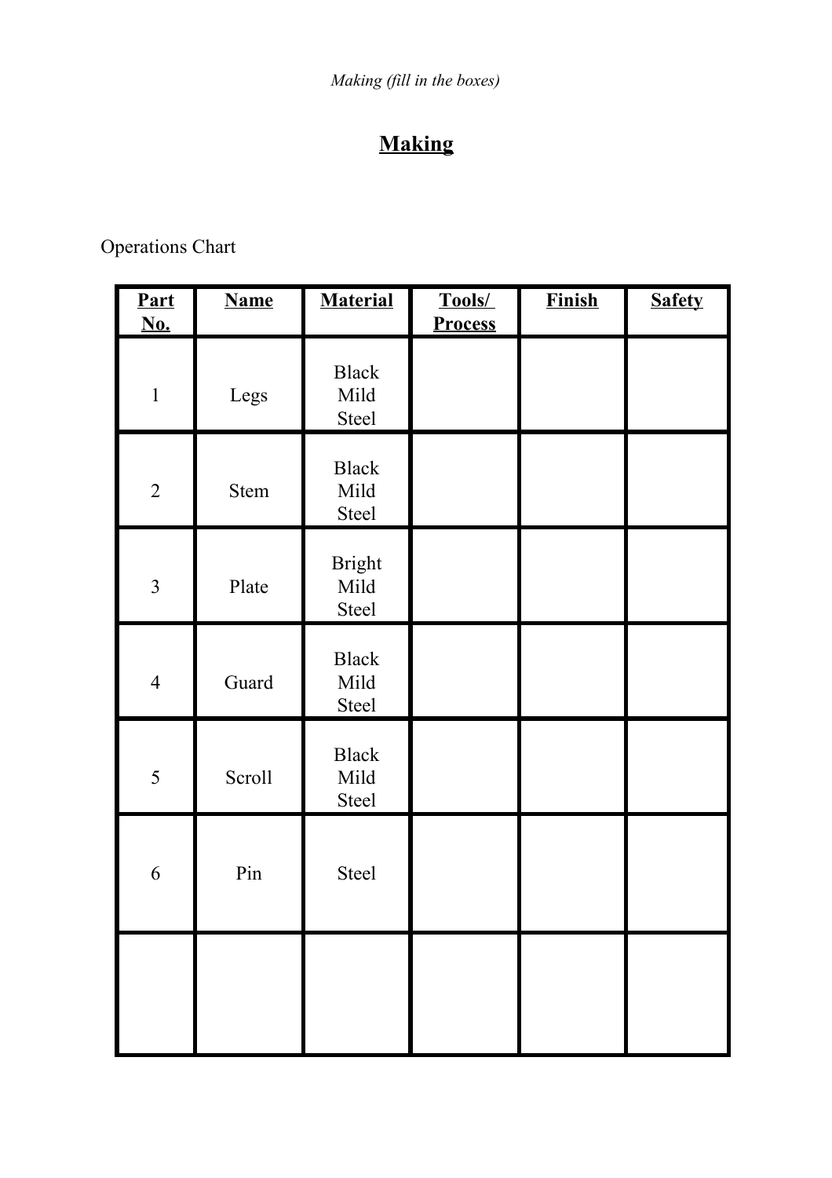*Making (fill in the boxes)*

# Making

Operations Chart

| Part No. | Name | Material | Tools/ Process | Finish | Safety |
|---|---|---|---|---|---|
| 1 | Legs | Black Mild Steel | | | |
| 2 | Stem | Black Mild Steel | | | |
| 3 | Plate | Bright Mild Steel | | | |
| 4 | Guard | Black Mild Steel | | | |
| 5 | Scroll | Black Mild Steel | | | |
| 6 | Pin | Steel | | | |
| | | | | | |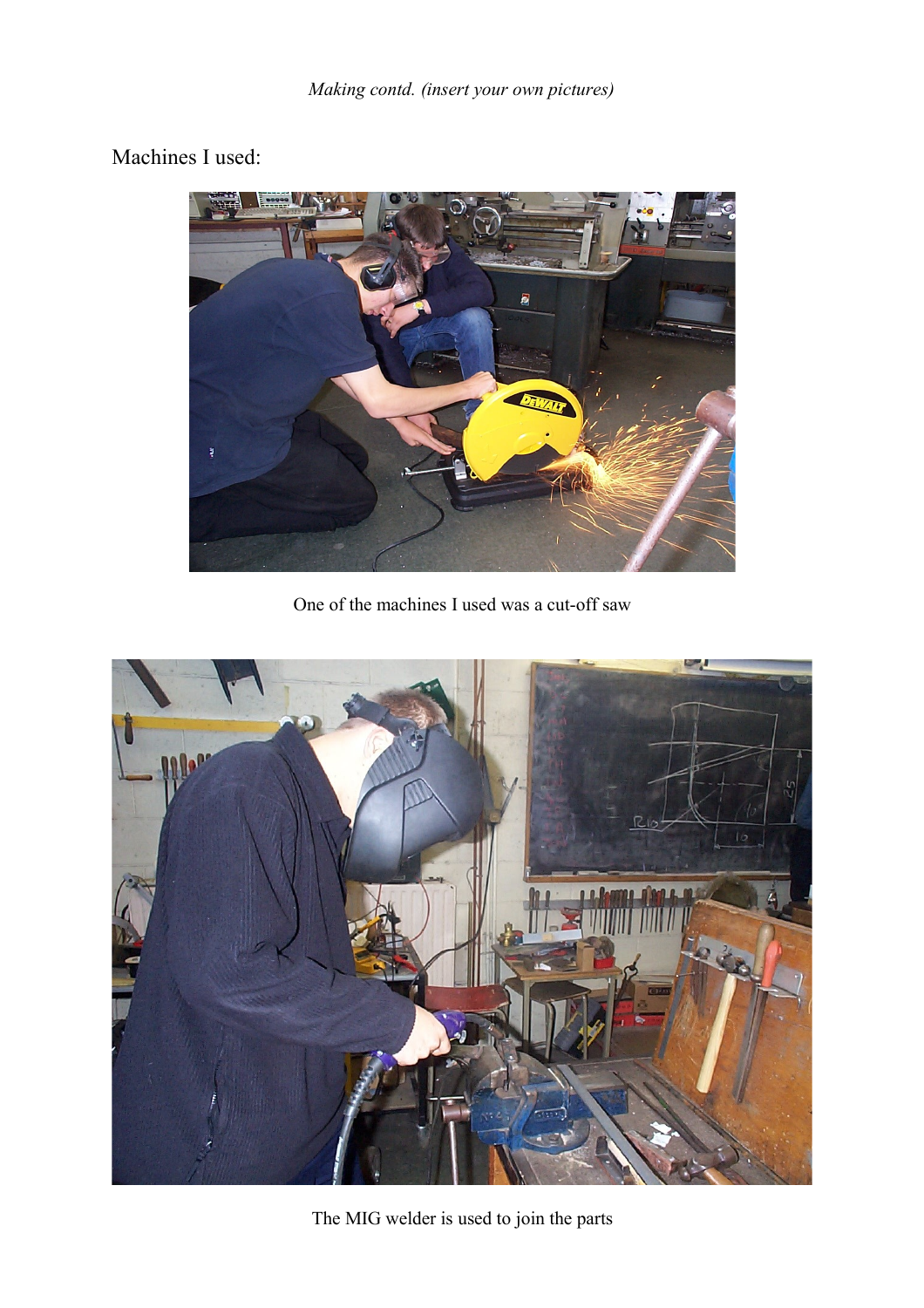*Making contd. (insert your own pictures)*

Machines I used:

One of the machines I used was a cut-off saw

The MIG welder is used to join the parts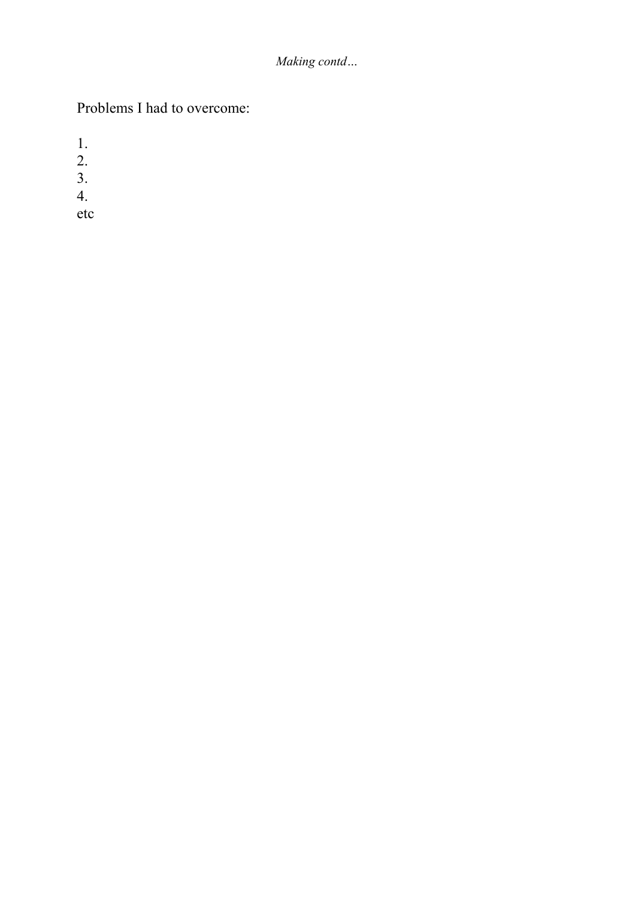*Making contd…*

Problems I had to overcome:

1.
2.
3.
4.

etc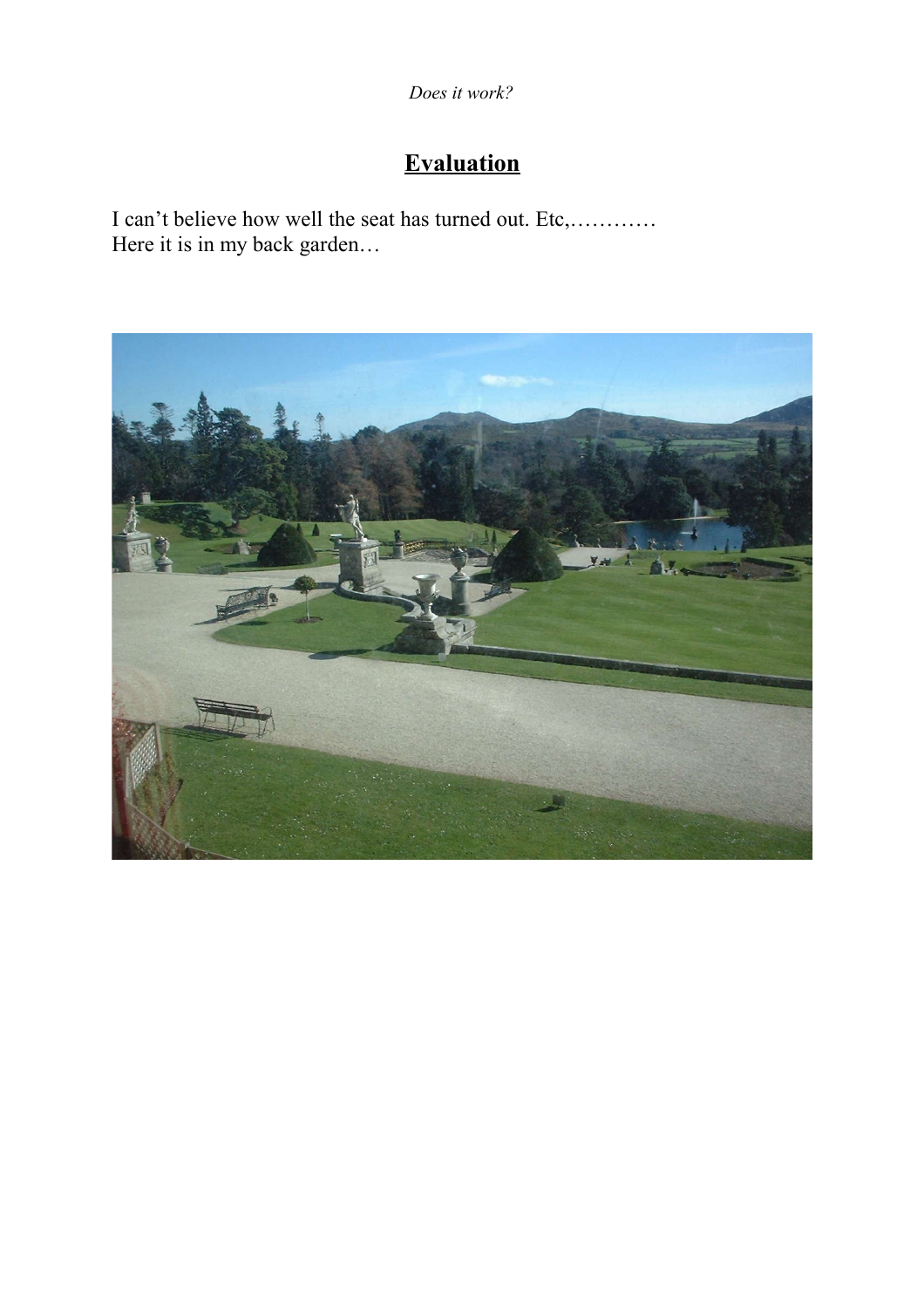*Does it work?*

## Evaluation

I can't believe how well the seat has turned out. Etc,…………
Here it is in my back garden…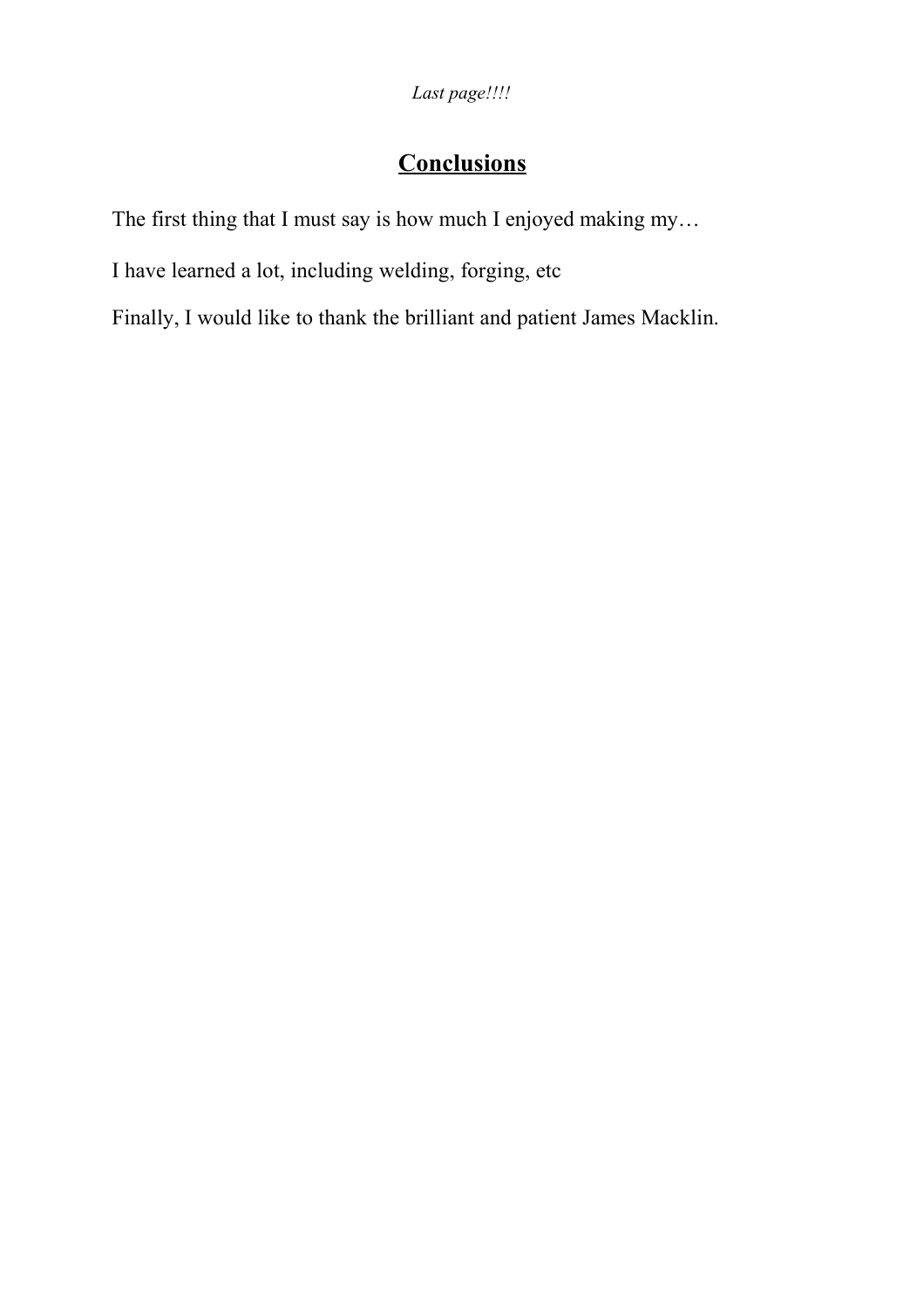*Last page!!!!*

## **Conclusions**

The first thing that I must say is how much I enjoyed making my…

I have learned a lot, including welding, forging, etc

Finally, I would like to thank the brilliant and patient James Macklin.